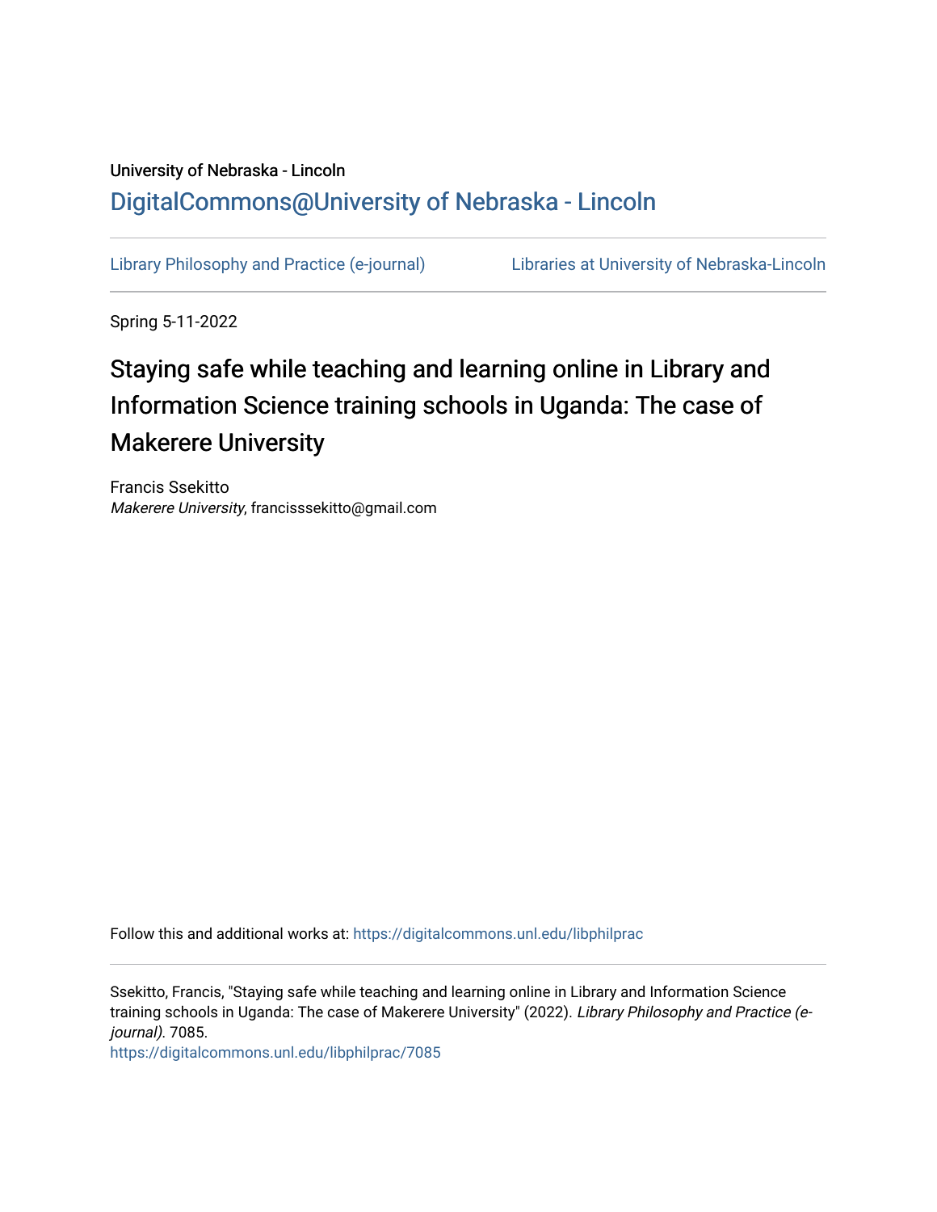University of Nebraska - Lincoln

## DigitalCommons@University of Nebraska - Lincoln

Library Philosophy and Practice (e-journal) | Libraries at University of Nebraska-Lincoln

Spring 5-11-2022

# Staying safe while teaching and learning online in Library and Information Science training schools in Uganda: The case of Makerere University

Francis Ssekitto
*Makerere University*, francisssekitto@gmail.com

Follow this and additional works at: https://digitalcommons.unl.edu/libphilprac

Ssekitto, Francis, "Staying safe while teaching and learning online in Library and Information Science training schools in Uganda: The case of Makerere University" (2022). *Library Philosophy and Practice (e-journal)*. 7085.
https://digitalcommons.unl.edu/libphilprac/7085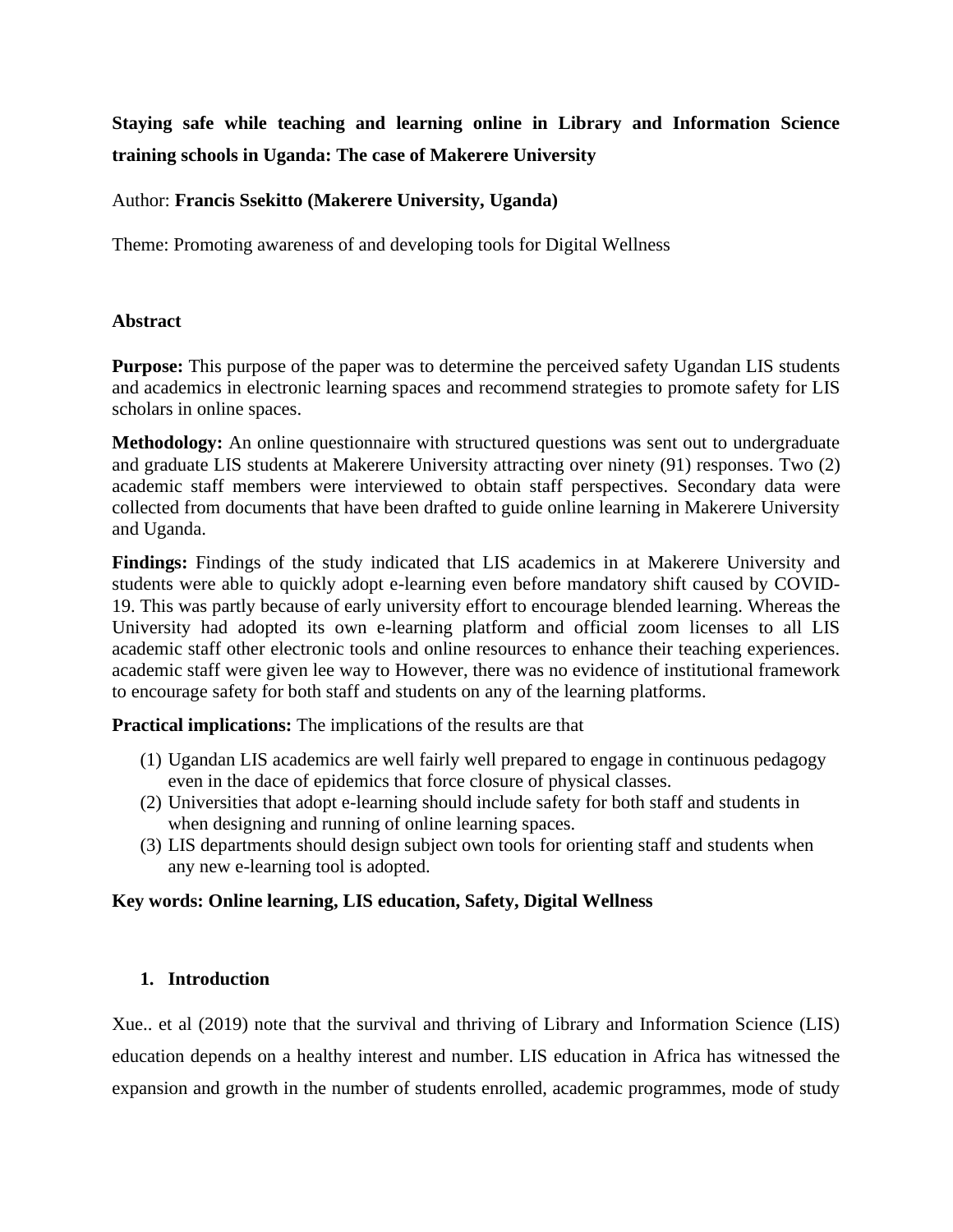**Staying safe while teaching and learning online in Library and Information Science training schools in Uganda: The case of Makerere University**

Author: **Francis Ssekitto (Makerere University, Uganda)**

Theme: Promoting awareness of and developing tools for Digital Wellness

**Abstract**

**Purpose:** This purpose of the paper was to determine the perceived safety Ugandan LIS students and academics in electronic learning spaces and recommend strategies to promote safety for LIS scholars in online spaces.

**Methodology:** An online questionnaire with structured questions was sent out to undergraduate and graduate LIS students at Makerere University attracting over ninety (91) responses. Two (2) academic staff members were interviewed to obtain staff perspectives. Secondary data were collected from documents that have been drafted to guide online learning in Makerere University and Uganda.

**Findings:** Findings of the study indicated that LIS academics in at Makerere University and students were able to quickly adopt e-learning even before mandatory shift caused by COVID-19. This was partly because of early university effort to encourage blended learning. Whereas the University had adopted its own e-learning platform and official zoom licenses to all LIS academic staff other electronic tools and online resources to enhance their teaching experiences. academic staff were given lee way to However, there was no evidence of institutional framework to encourage safety for both staff and students on any of the learning platforms.

**Practical implications:** The implications of the results are that

(1) Ugandan LIS academics are well fairly well prepared to engage in continuous pedagogy even in the dace of epidemics that force closure of physical classes.
(2) Universities that adopt e-learning should include safety for both staff and students in when designing and running of online learning spaces.
(3) LIS departments should design subject own tools for orienting staff and students when any new e-learning tool is adopted.

**Key words: Online learning, LIS education, Safety, Digital Wellness**

## 1. Introduction

Xue.. et al (2019) note that the survival and thriving of Library and Information Science (LIS) education depends on a healthy interest and number. LIS education in Africa has witnessed the expansion and growth in the number of students enrolled, academic programmes, mode of study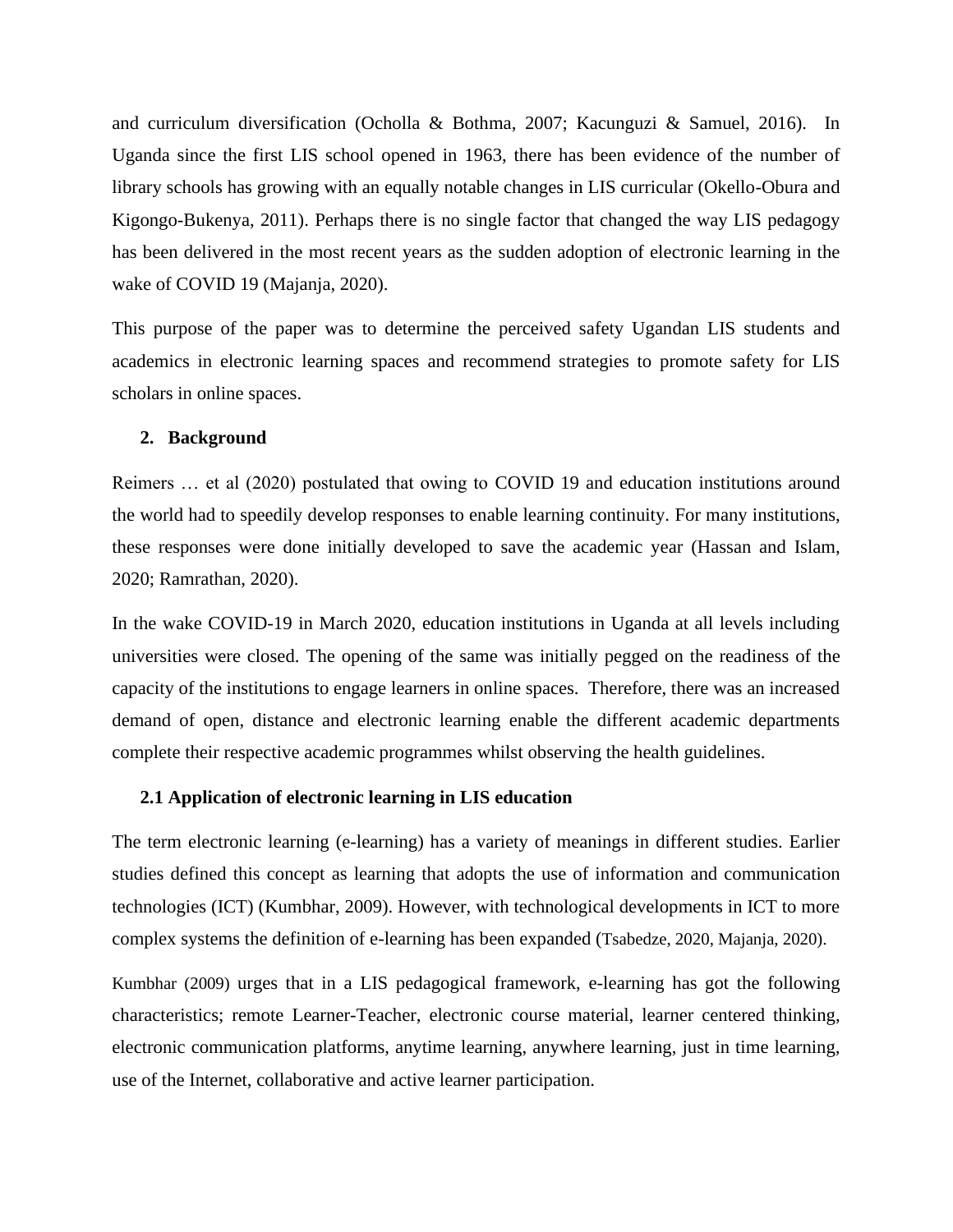and curriculum diversification (Ocholla & Bothma, 2007; Kacunguzi & Samuel, 2016). In Uganda since the first LIS school opened in 1963, there has been evidence of the number of library schools has growing with an equally notable changes in LIS curricular (Okello-Obura and Kigongo-Bukenya, 2011). Perhaps there is no single factor that changed the way LIS pedagogy has been delivered in the most recent years as the sudden adoption of electronic learning in the wake of COVID 19 (Majanja, 2020).

This purpose of the paper was to determine the perceived safety Ugandan LIS students and academics in electronic learning spaces and recommend strategies to promote safety for LIS scholars in online spaces.

## 2. Background

Reimers … et al (2020) postulated that owing to COVID 19 and education institutions around the world had to speedily develop responses to enable learning continuity. For many institutions, these responses were done initially developed to save the academic year (Hassan and Islam, 2020; Ramrathan, 2020).

In the wake COVID-19 in March 2020, education institutions in Uganda at all levels including universities were closed. The opening of the same was initially pegged on the readiness of the capacity of the institutions to engage learners in online spaces. Therefore, there was an increased demand of open, distance and electronic learning enable the different academic departments complete their respective academic programmes whilst observing the health guidelines.

### 2.1 Application of electronic learning in LIS education

The term electronic learning (e-learning) has a variety of meanings in different studies. Earlier studies defined this concept as learning that adopts the use of information and communication technologies (ICT) (Kumbhar, 2009). However, with technological developments in ICT to more complex systems the definition of e-learning has been expanded (Tsabedze, 2020, Majanja, 2020).

Kumbhar (2009) urges that in a LIS pedagogical framework, e-learning has got the following characteristics; remote Learner-Teacher, electronic course material, learner centered thinking, electronic communication platforms, anytime learning, anywhere learning, just in time learning, use of the Internet, collaborative and active learner participation.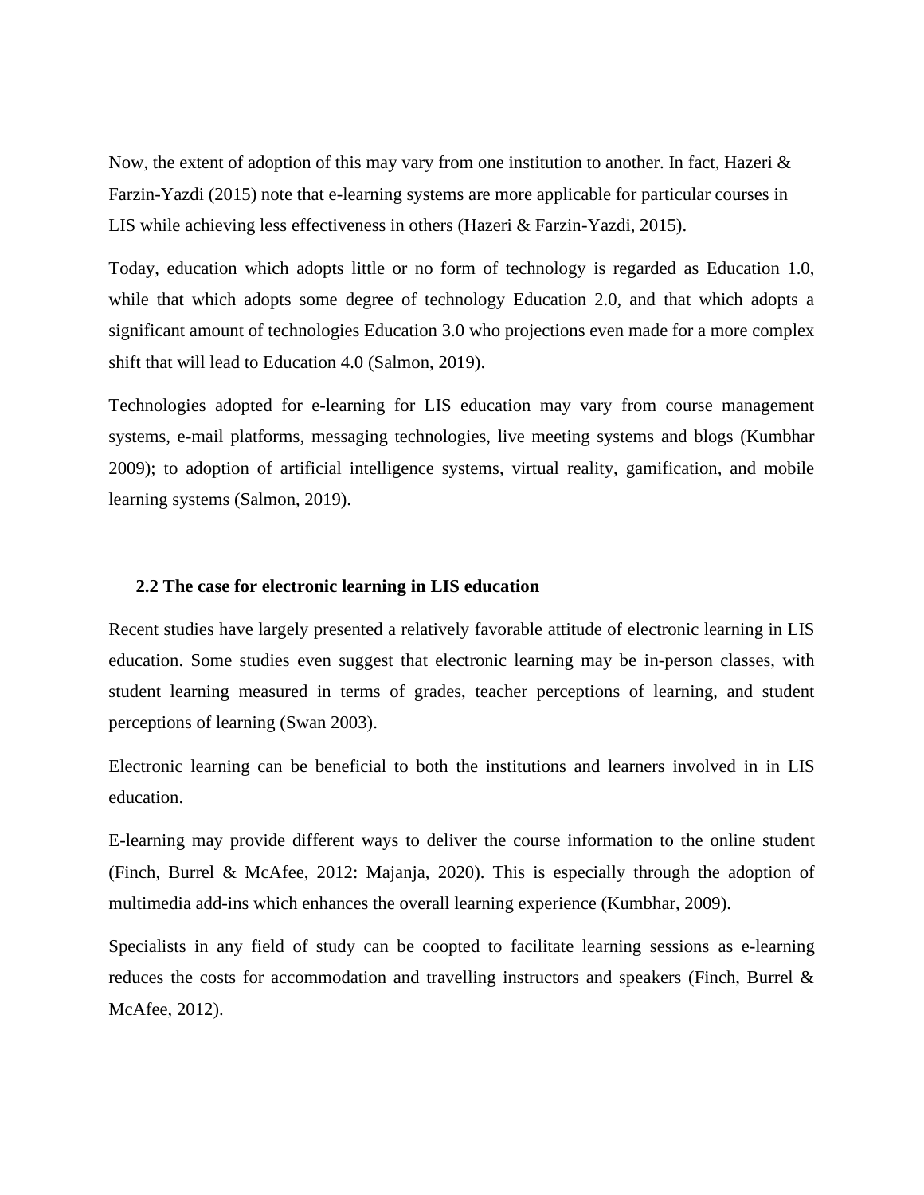Now, the extent of adoption of this may vary from one institution to another. In fact, Hazeri & Farzin-Yazdi (2015) note that e-learning systems are more applicable for particular courses in LIS while achieving less effectiveness in others (Hazeri & Farzin-Yazdi, 2015).

Today, education which adopts little or no form of technology is regarded as Education 1.0, while that which adopts some degree of technology Education 2.0, and that which adopts a significant amount of technologies Education 3.0 who projections even made for a more complex shift that will lead to Education 4.0 (Salmon, 2019).

Technologies adopted for e-learning for LIS education may vary from course management systems, e-mail platforms, messaging technologies, live meeting systems and blogs (Kumbhar 2009); to adoption of artificial intelligence systems, virtual reality, gamification, and mobile learning systems (Salmon, 2019).

### 2.2 The case for electronic learning in LIS education

Recent studies have largely presented a relatively favorable attitude of electronic learning in LIS education. Some studies even suggest that electronic learning may be in-person classes, with student learning measured in terms of grades, teacher perceptions of learning, and student perceptions of learning (Swan 2003).

Electronic learning can be beneficial to both the institutions and learners involved in in LIS education.

E-learning may provide different ways to deliver the course information to the online student (Finch, Burrel & McAfee, 2012: Majanja, 2020). This is especially through the adoption of multimedia add-ins which enhances the overall learning experience (Kumbhar, 2009).

Specialists in any field of study can be coopted to facilitate learning sessions as e-learning reduces the costs for accommodation and travelling instructors and speakers (Finch, Burrel & McAfee, 2012).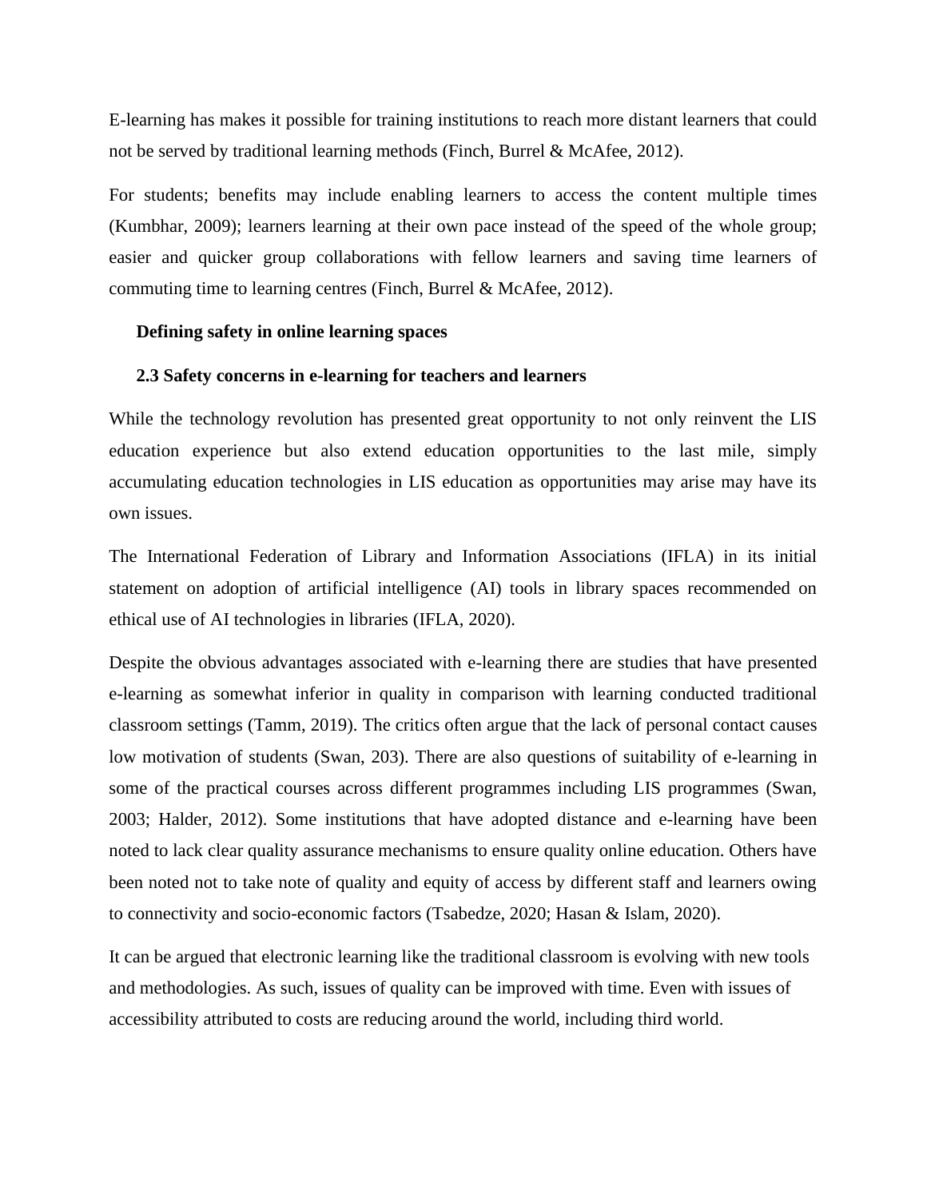E-learning has makes it possible for training institutions to reach more distant learners that could not be served by traditional learning methods (Finch, Burrel & McAfee, 2012).

For students; benefits may include enabling learners to access the content multiple times (Kumbhar, 2009); learners learning at their own pace instead of the speed of the whole group; easier and quicker group collaborations with fellow learners and saving time learners of commuting time to learning centres (Finch, Burrel & McAfee, 2012).

**Defining safety in online learning spaces**

### 2.3 Safety concerns in e-learning for teachers and learners

While the technology revolution has presented great opportunity to not only reinvent the LIS education experience but also extend education opportunities to the last mile, simply accumulating education technologies in LIS education as opportunities may arise may have its own issues.

The International Federation of Library and Information Associations (IFLA) in its initial statement on adoption of artificial intelligence (AI) tools in library spaces recommended on ethical use of AI technologies in libraries (IFLA, 2020).

Despite the obvious advantages associated with e-learning there are studies that have presented e-learning as somewhat inferior in quality in comparison with learning conducted traditional classroom settings (Tamm, 2019). The critics often argue that the lack of personal contact causes low motivation of students (Swan, 203). There are also questions of suitability of e-learning in some of the practical courses across different programmes including LIS programmes (Swan, 2003; Halder, 2012). Some institutions that have adopted distance and e-learning have been noted to lack clear quality assurance mechanisms to ensure quality online education. Others have been noted not to take note of quality and equity of access by different staff and learners owing to connectivity and socio-economic factors (Tsabedze, 2020; Hasan & Islam, 2020).

It can be argued that electronic learning like the traditional classroom is evolving with new tools and methodologies. As such, issues of quality can be improved with time. Even with issues of accessibility attributed to costs are reducing around the world, including third world.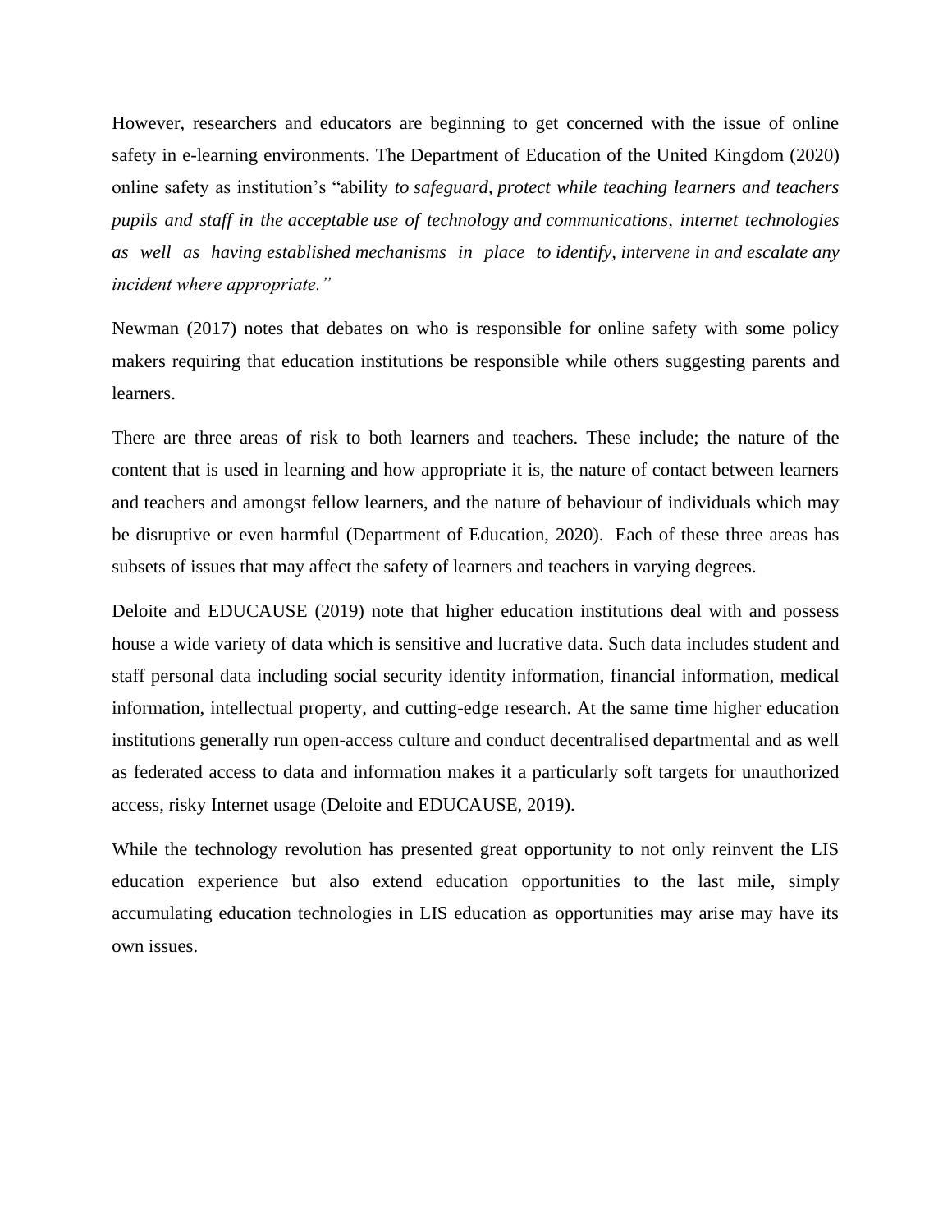However, researchers and educators are beginning to get concerned with the issue of online safety in e-learning environments. The Department of Education of the United Kingdom (2020) online safety as institution's "ability *to safeguard, protect while teaching learners and teachers pupils and staff in the acceptable use of technology and communications, internet technologies as well as having established mechanisms in place to identify, intervene in and escalate any incident where appropriate."*

Newman (2017) notes that debates on who is responsible for online safety with some policy makers requiring that education institutions be responsible while others suggesting parents and learners.

There are three areas of risk to both learners and teachers. These include; the nature of the content that is used in learning and how appropriate it is, the nature of contact between learners and teachers and amongst fellow learners, and the nature of behaviour of individuals which may be disruptive or even harmful (Department of Education, 2020). Each of these three areas has subsets of issues that may affect the safety of learners and teachers in varying degrees.

Deloite and EDUCAUSE (2019) note that higher education institutions deal with and possess house a wide variety of data which is sensitive and lucrative data. Such data includes student and staff personal data including social security identity information, financial information, medical information, intellectual property, and cutting-edge research. At the same time higher education institutions generally run open-access culture and conduct decentralised departmental and as well as federated access to data and information makes it a particularly soft targets for unauthorized access, risky Internet usage (Deloite and EDUCAUSE, 2019).

While the technology revolution has presented great opportunity to not only reinvent the LIS education experience but also extend education opportunities to the last mile, simply accumulating education technologies in LIS education as opportunities may arise may have its own issues.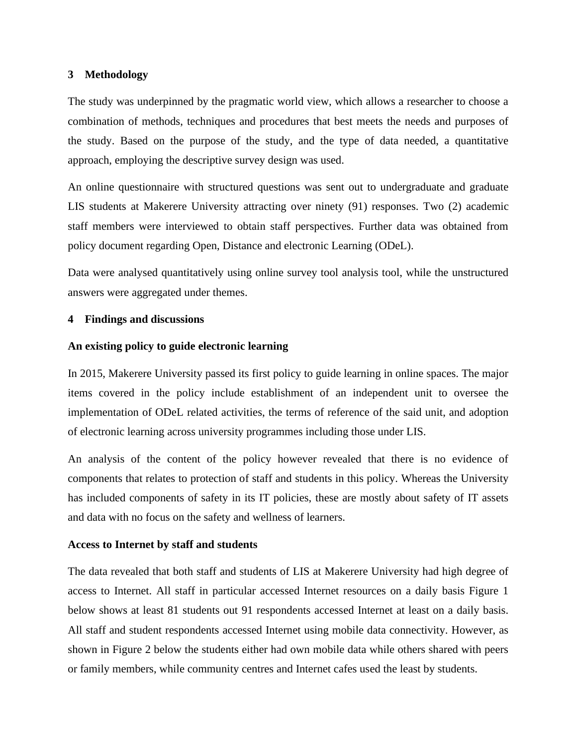## 3 Methodology

The study was underpinned by the pragmatic world view, which allows a researcher to choose a combination of methods, techniques and procedures that best meets the needs and purposes of the study. Based on the purpose of the study, and the type of data needed, a quantitative approach, employing the descriptive survey design was used.

An online questionnaire with structured questions was sent out to undergraduate and graduate LIS students at Makerere University attracting over ninety (91) responses. Two (2) academic staff members were interviewed to obtain staff perspectives. Further data was obtained from policy document regarding Open, Distance and electronic Learning (ODeL).

Data were analysed quantitatively using online survey tool analysis tool, while the unstructured answers were aggregated under themes.

## 4 Findings and discussions

**An existing policy to guide electronic learning**

In 2015, Makerere University passed its first policy to guide learning in online spaces. The major items covered in the policy include establishment of an independent unit to oversee the implementation of ODeL related activities, the terms of reference of the said unit, and adoption of electronic learning across university programmes including those under LIS.

An analysis of the content of the policy however revealed that there is no evidence of components that relates to protection of staff and students in this policy. Whereas the University has included components of safety in its IT policies, these are mostly about safety of IT assets and data with no focus on the safety and wellness of learners.

**Access to Internet by staff and students**

The data revealed that both staff and students of LIS at Makerere University had high degree of access to Internet. All staff in particular accessed Internet resources on a daily basis Figure 1 below shows at least 81 students out 91 respondents accessed Internet at least on a daily basis. All staff and student respondents accessed Internet using mobile data connectivity. However, as shown in Figure 2 below the students either had own mobile data while others shared with peers or family members, while community centres and Internet cafes used the least by students.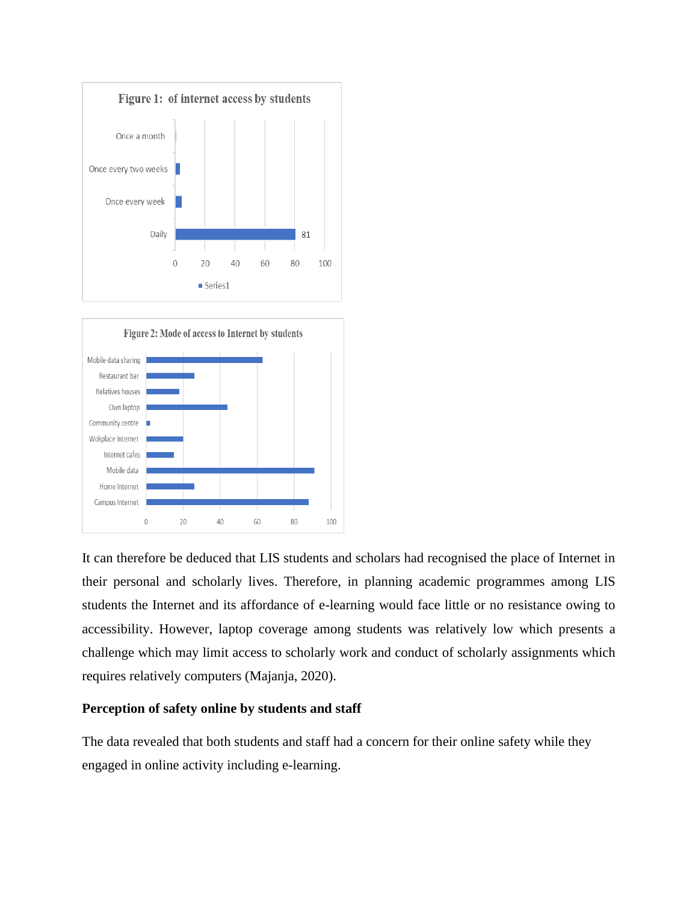Figure 1: of internet access by students

Once a month

Once every two weeks

Once every week

Daily 81

0 20 40 60 80 100

Series1

Figure 2: Mode of access to Internet by students

Mobile data sharing

Restaurant bar

Relatives houses

Own laptop

Community centre

Wokplace Internet

Internet cafes

Mobile data

Home Internet

Campus Internet

0 20 40 60 80 100

It can therefore be deduced that LIS students and scholars had recognised the place of Internet in their personal and scholarly lives. Therefore, in planning academic programmes among LIS students the Internet and its affordance of e-learning would face little or no resistance owing to accessibility. However, laptop coverage among students was relatively low which presents a challenge which may limit access to scholarly work and conduct of scholarly assignments which requires relatively computers (Majanja, 2020).

**Perception of safety online by students and staff**

The data revealed that both students and staff had a concern for their online safety while they engaged in online activity including e-learning.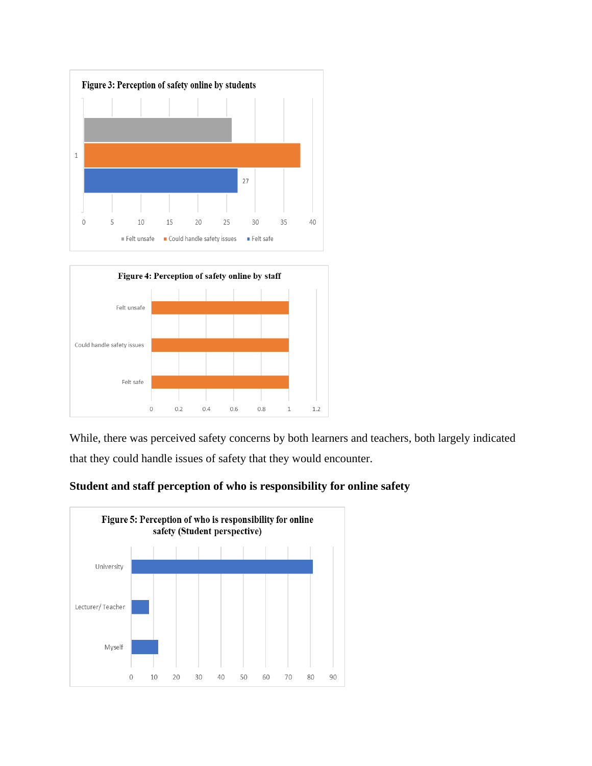**Figure 3: Perception of safety online by students**

**Figure 4: Perception of safety online by staff**

While, there was perceived safety concerns by both learners and teachers, both largely indicated that they could handle issues of safety that they would encounter.

### Student and staff perception of who is responsibility for online safety

**Figure 5: Perception of who is responsibility for online safety (Student perspective)**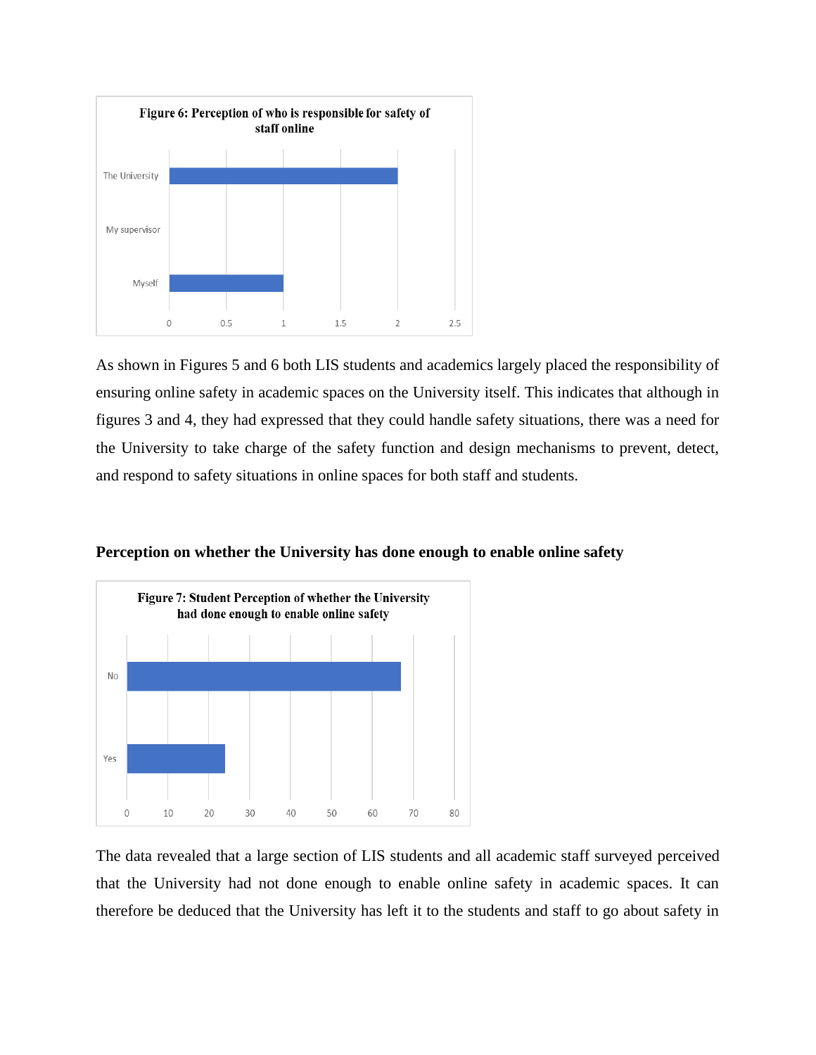**Figure 6: Perception of who is responsible for safety of staff online**

| Response | Value |
| --- | --- |
| The University | 2 |
| My supervisor | 0 |
| Myself | 1 |

As shown in Figures 5 and 6 both LIS students and academics largely placed the responsibility of ensuring online safety in academic spaces on the University itself. This indicates that although in figures 3 and 4, they had expressed that they could handle safety situations, there was a need for the University to take charge of the safety function and design mechanisms to prevent, detect, and respond to safety situations in online spaces for both staff and students.

## Perception on whether the University has done enough to enable online safety

**Figure 7: Student Perception of whether the University had done enough to enable online safety**

| Response | Value |
| --- | --- |
| No | 67 |
| Yes | 24 |

The data revealed that a large section of LIS students and all academic staff surveyed perceived that the University had not done enough to enable online safety in academic spaces. It can therefore be deduced that the University has left it to the students and staff to go about safety in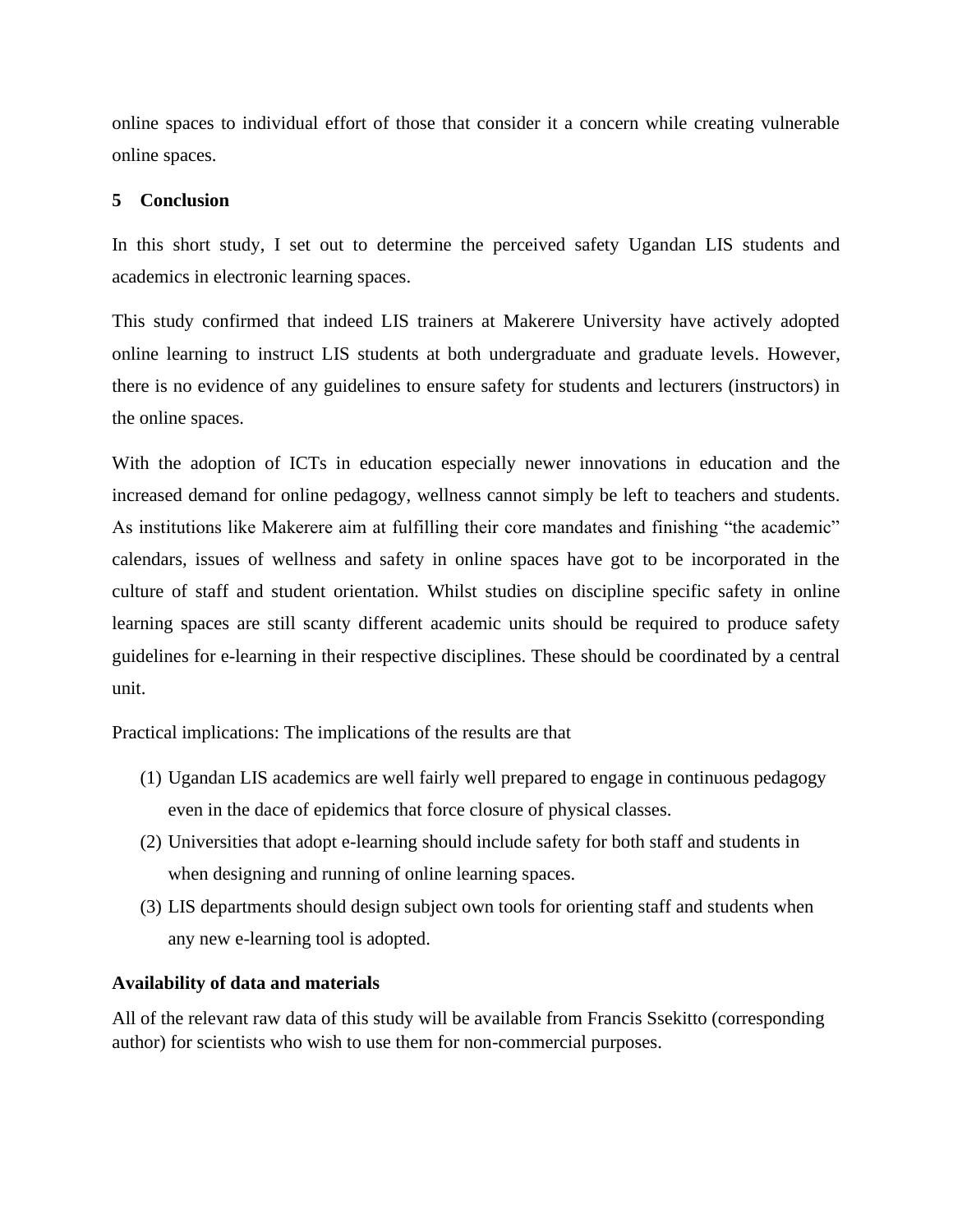online spaces to individual effort of those that consider it a concern while creating vulnerable online spaces.

## 5 Conclusion

In this short study, I set out to determine the perceived safety Ugandan LIS students and academics in electronic learning spaces.

This study confirmed that indeed LIS trainers at Makerere University have actively adopted online learning to instruct LIS students at both undergraduate and graduate levels. However, there is no evidence of any guidelines to ensure safety for students and lecturers (instructors) in the online spaces.

With the adoption of ICTs in education especially newer innovations in education and the increased demand for online pedagogy, wellness cannot simply be left to teachers and students. As institutions like Makerere aim at fulfilling their core mandates and finishing "the academic" calendars, issues of wellness and safety in online spaces have got to be incorporated in the culture of staff and student orientation. Whilst studies on discipline specific safety in online learning spaces are still scanty different academic units should be required to produce safety guidelines for e-learning in their respective disciplines. These should be coordinated by a central unit.

Practical implications: The implications of the results are that

(1) Ugandan LIS academics are well fairly well prepared to engage in continuous pedagogy even in the dace of epidemics that force closure of physical classes.

(2) Universities that adopt e-learning should include safety for both staff and students in when designing and running of online learning spaces.

(3) LIS departments should design subject own tools for orienting staff and students when any new e-learning tool is adopted.

**Availability of data and materials**

All of the relevant raw data of this study will be available from Francis Ssekitto (corresponding author) for scientists who wish to use them for non-commercial purposes.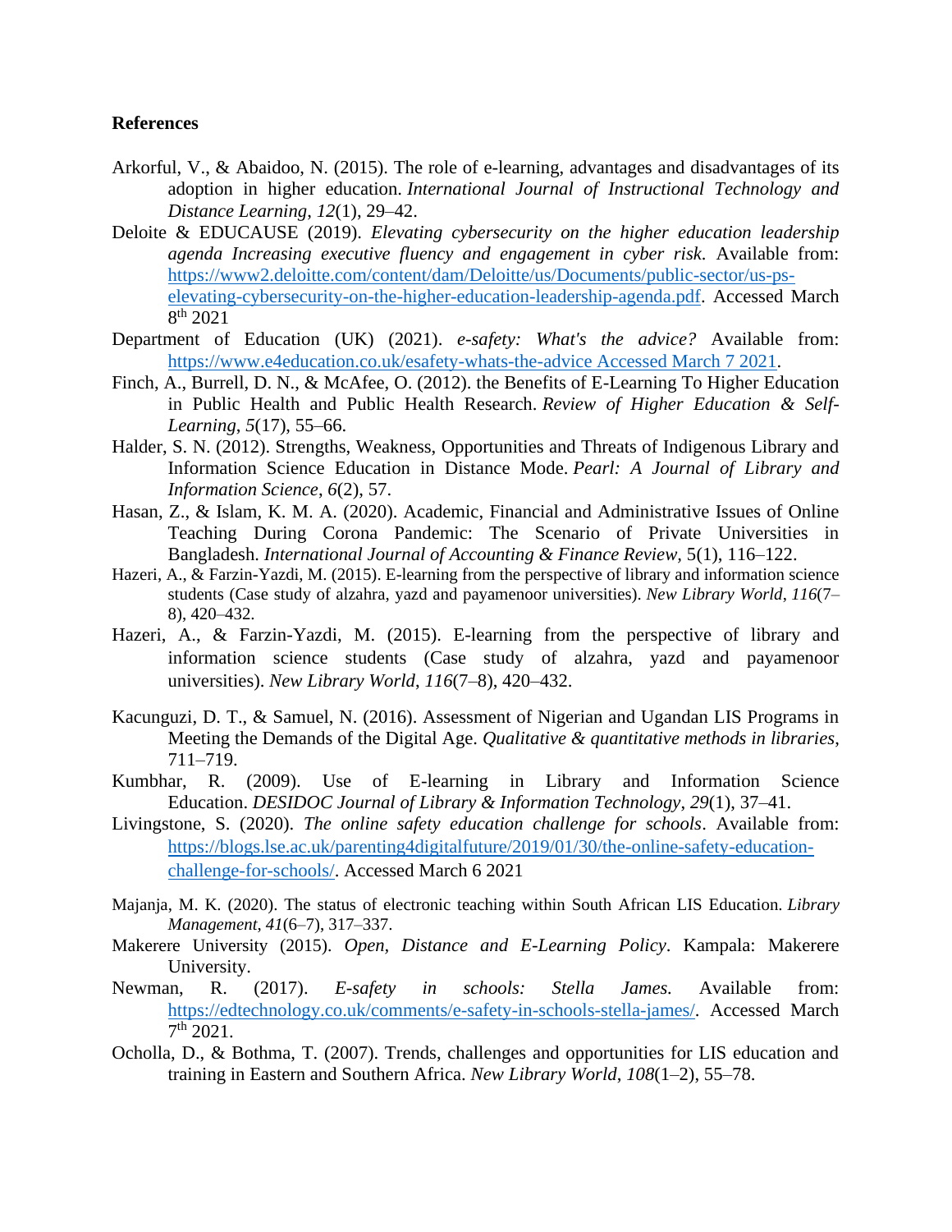**References**

Arkorful, V., & Abaidoo, N. (2015). The role of e-learning, advantages and disadvantages of its adoption in higher education. *International Journal of Instructional Technology and Distance Learning*, *12*(1), 29–42.

Deloite & EDUCAUSE (2019). *Elevating cybersecurity on the higher education leadership agenda Increasing executive fluency and engagement in cyber risk*. Available from: https://www2.deloitte.com/content/dam/Deloitte/us/Documents/public-sector/us-ps-elevating-cybersecurity-on-the-higher-education-leadership-agenda.pdf. Accessed March 8th 2021

Department of Education (UK) (2021). *e-safety: What's the advice?* Available from: https://www.e4education.co.uk/esafety-whats-the-advice Accessed March 7 2021.

Finch, A., Burrell, D. N., & McAfee, O. (2012). the Benefits of E-Learning To Higher Education in Public Health and Public Health Research. *Review of Higher Education & Self-Learning*, *5*(17), 55–66.

Halder, S. N. (2012). Strengths, Weakness, Opportunities and Threats of Indigenous Library and Information Science Education in Distance Mode. *Pearl: A Journal of Library and Information Science*, *6*(2), 57.

Hasan, Z., & Islam, K. M. A. (2020). Academic, Financial and Administrative Issues of Online Teaching During Corona Pandemic: The Scenario of Private Universities in Bangladesh. *International Journal of Accounting & Finance Review*, 5(1), 116–122.

Hazeri, A., & Farzin-Yazdi, M. (2015). E-learning from the perspective of library and information science students (Case study of alzahra, yazd and payamenoor universities). *New Library World*, *116*(7–8), 420–432.

Hazeri, A., & Farzin-Yazdi, M. (2015). E-learning from the perspective of library and information science students (Case study of alzahra, yazd and payamenoor universities). *New Library World*, *116*(7–8), 420–432.

Kacunguzi, D. T., & Samuel, N. (2016). Assessment of Nigerian and Ugandan LIS Programs in Meeting the Demands of the Digital Age. *Qualitative & quantitative methods in libraries*, 711–719.

Kumbhar, R. (2009). Use of E-learning in Library and Information Science Education. *DESIDOC Journal of Library & Information Technology*, *29*(1), 37–41.

Livingstone, S. (2020). *The online safety education challenge for schools*. Available from: https://blogs.lse.ac.uk/parenting4digitalfuture/2019/01/30/the-online-safety-education-challenge-for-schools/. Accessed March 6 2021

Majanja, M. K. (2020). The status of electronic teaching within South African LIS Education. *Library Management*, *41*(6–7), 317–337.

Makerere University (2015). *Open, Distance and E-Learning Policy*. Kampala: Makerere University.

Newman, R. (2017). *E-safety in schools: Stella James*. Available from: https://edtechnology.co.uk/comments/e-safety-in-schools-stella-james/. Accessed March 7th 2021.

Ocholla, D., & Bothma, T. (2007). Trends, challenges and opportunities for LIS education and training in Eastern and Southern Africa. *New Library World*, *108*(1–2), 55–78.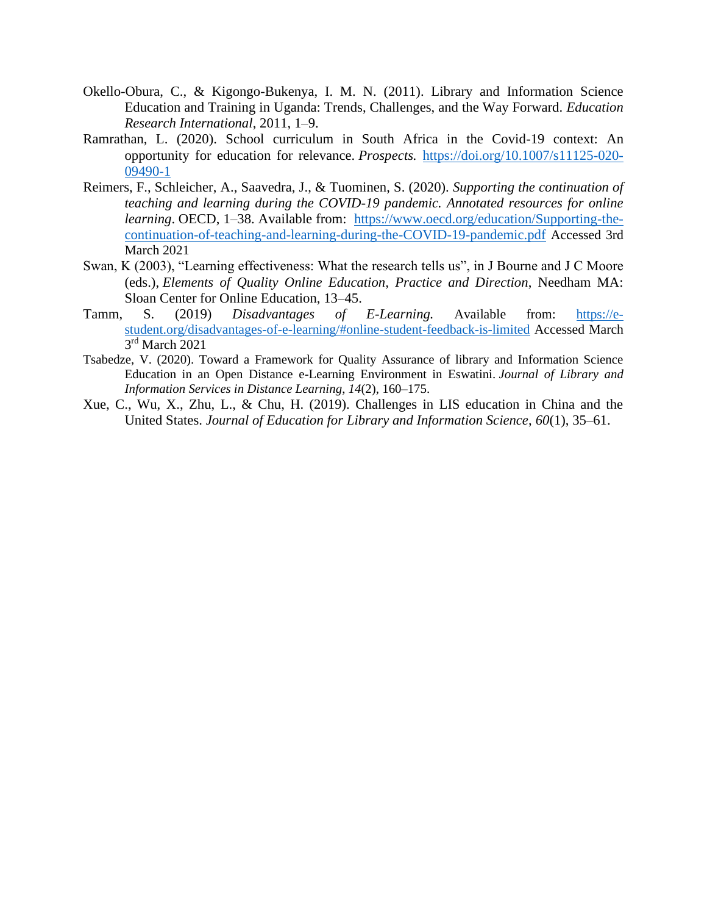Okello-Obura, C., & Kigongo-Bukenya, I. M. N. (2011). Library and Information Science Education and Training in Uganda: Trends, Challenges, and the Way Forward. *Education Research International*, 2011, 1–9.

Ramrathan, L. (2020). School curriculum in South Africa in the Covid-19 context: An opportunity for education for relevance. *Prospects.* https://doi.org/10.1007/s11125-020-09490-1

Reimers, F., Schleicher, A., Saavedra, J., & Tuominen, S. (2020). *Supporting the continuation of teaching and learning during the COVID-19 pandemic. Annotated resources for online learning*. OECD, 1–38. Available from: https://www.oecd.org/education/Supporting-the-continuation-of-teaching-and-learning-during-the-COVID-19-pandemic.pdf Accessed 3rd March 2021

Swan, K (2003), "Learning effectiveness: What the research tells us", in J Bourne and J C Moore (eds.), *Elements of Quality Online Education, Practice and Direction*, Needham MA: Sloan Center for Online Education, 13–45.

Tamm, S. (2019) *Disadvantages of E-Learning.* Available from: https://e-student.org/disadvantages-of-e-learning/#online-student-feedback-is-limited Accessed March 3rd March 2021

Tsabedze, V. (2020). Toward a Framework for Quality Assurance of library and Information Science Education in an Open Distance e-Learning Environment in Eswatini. *Journal of Library and Information Services in Distance Learning*, *14*(2), 160–175.

Xue, C., Wu, X., Zhu, L., & Chu, H. (2019). Challenges in LIS education in China and the United States. *Journal of Education for Library and Information Science*, *60*(1), 35–61.